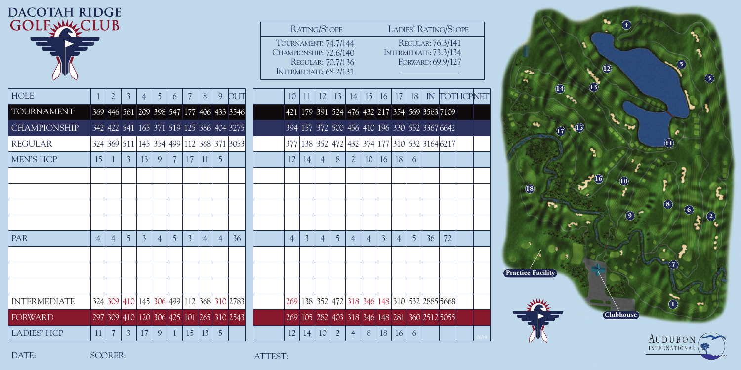# DACOTAH RIDGE GOLF CLUB

| RATING/SLOPE | LADIES' RATING/SLOPE |
|---|---|
| TOURNAMENT: 74.7/144 | REGULAR: 76.3/141 |
| CHAMPIONSHIP: 72.6/140 | INTERMEDIATE: 73.3/134 |
| REGULAR: 70.7/136 | FORWARD: 69.9/127 |
| INTERMEDIATE: 68.2/131 | |

| HOLE | 1 | 2 | 3 | 4 | 5 | 6 | 7 | 8 | 9 | OUT | 10 | 11 | 12 | 13 | 14 | 15 | 16 | 17 | 18 | IN | TOT | HCP | NET |
|---|---|---|---|---|---|---|---|---|---|---|---|---|---|---|---|---|---|---|---|---|---|---|---|
| TOURNAMENT | 369 | 446 | 561 | 209 | 398 | 547 | 177 | 406 | 433 | 3546 | 421 | 179 | 391 | 524 | 476 | 432 | 217 | 354 | 569 | 3563 | 7109 | | |
| CHAMPIONSHIP | 342 | 422 | 541 | 165 | 371 | 519 | 125 | 386 | 404 | 3275 | 394 | 157 | 372 | 500 | 456 | 410 | 196 | 330 | 552 | 3367 | 6642 | | |
| REGULAR | 324 | 369 | 511 | 145 | 354 | 499 | 112 | 368 | 371 | 3053 | 377 | 138 | 352 | 472 | 432 | 374 | 177 | 310 | 532 | 3164 | 6217 | | |
| MEN'S HCP | 15 | 1 | 3 | 13 | 9 | 7 | 17 | 11 | 5 | | 12 | 14 | 4 | 8 | 2 | 10 | 16 | 18 | 6 | | | | |
| | | | | | | | | | | | | | | | | | | | | | | | |
| | | | | | | | | | | | | | | | | | | | | | | | |
| | | | | | | | | | | | | | | | | | | | | | | | |
| | | | | | | | | | | | | | | | | | | | | | | | |
| PAR | 4 | 4 | 5 | 3 | 4 | 5 | 3 | 4 | 4 | 36 | 4 | 3 | 4 | 5 | 4 | 4 | 3 | 4 | 5 | 36 | 72 | | |
| | | | | | | | | | | | | | | | | | | | | | | | |
| | | | | | | | | | | | | | | | | | | | | | | | |
| | | | | | | | | | | | | | | | | | | | | | | | |
| INTERMEDIATE | 324 | 309 | 410 | 145 | 306 | 499 | 112 | 368 | 310 | 2783 | 269 | 138 | 352 | 472 | 318 | 346 | 148 | 310 | 532 | 2885 | 5668 | | |
| FORWARD | 297 | 309 | 410 | 120 | 306 | 425 | 101 | 265 | 310 | 2543 | 269 | 105 | 282 | 403 | 318 | 346 | 148 | 281 | 360 | 2512 | 5055 | | |
| LADIES' HCP | 11 | 7 | 3 | 17 | 9 | 1 | 15 | 13 | 5 | | 12 | 14 | 10 | 2 | 4 | 8 | 18 | 16 | 6 | | | | |

DATE: SCORER: ATTEST:

Practice Facility

Clubhouse

AUDUBON INTERNATIONAL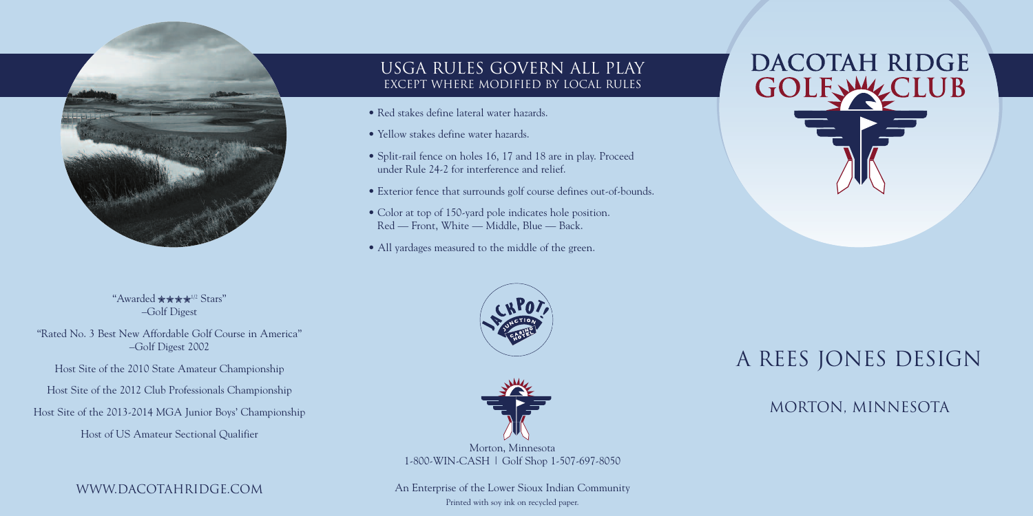"Awarded ★★★★1/2 Stars"
–Golf Digest

"Rated No. 3 Best New Affordable Golf Course in America"
–Golf Digest 2002

Host Site of the 2010 State Amateur Championship

Host Site of the 2012 Club Professionals Championship

Host Site of the 2013-2014 MGA Junior Boys' Championship

Host of US Amateur Sectional Qualifier

WWW.DACOTAHRIDGE.COM

## USGA RULES GOVERN ALL PLAY
### EXCEPT WHERE MODIFIED BY LOCAL RULES

- Red stakes define lateral water hazards.
- Yellow stakes define water hazards.
- Split-rail fence on holes 16, 17 and 18 are in play. Proceed under Rule 24-2 for interference and relief.
- Exterior fence that surrounds golf course defines out-of-bounds.
- Color at top of 150-yard pole indicates hole position. Red — Front, White — Middle, Blue — Back.
- All yardages measured to the middle of the green.

JACKPOT JUNCTION CASINO HOTEL

Morton, Minnesota
1-800-WIN-CASH | Golf Shop 1-507-697-8050

An Enterprise of the Lower Sioux Indian Community
Printed with soy ink on recycled paper.

# DACOTAH RIDGE GOLF CLUB

# A REES JONES DESIGN

## MORTON, MINNESOTA